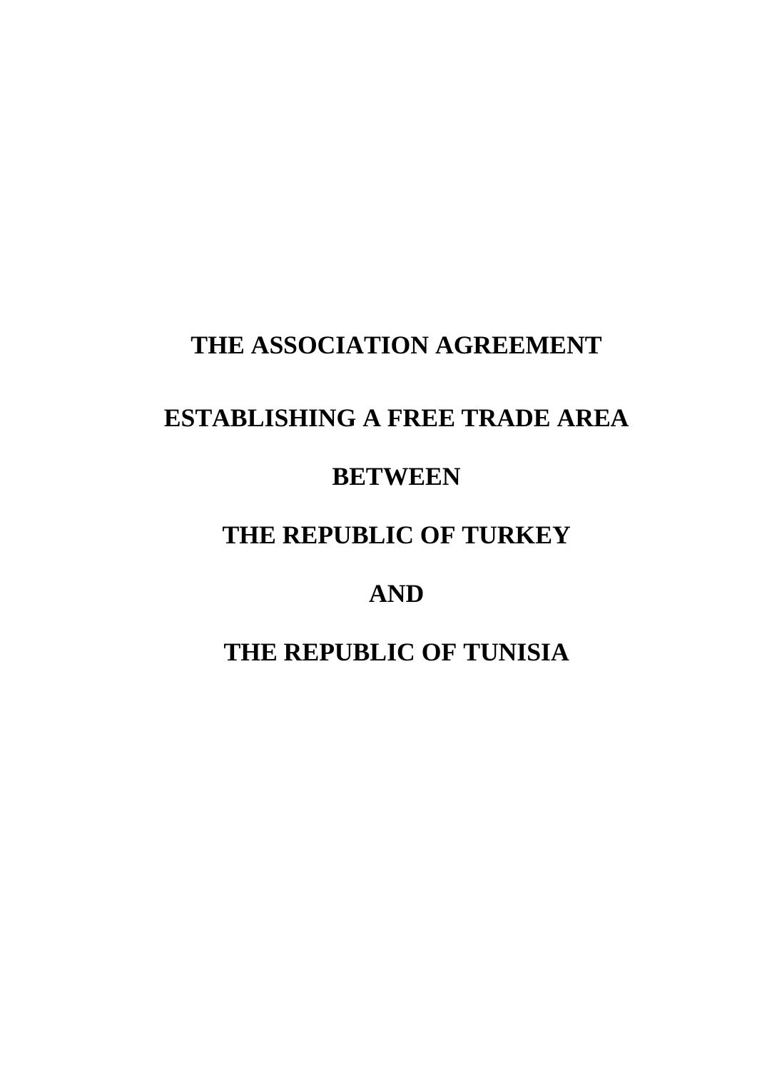# THE ASSOCIATION AGREEMENT

# ESTABLISHING A FREE TRADE AREA

# BETWEEN

# THE REPUBLIC OF TURKEY

# AND

# THE REPUBLIC OF TUNISIA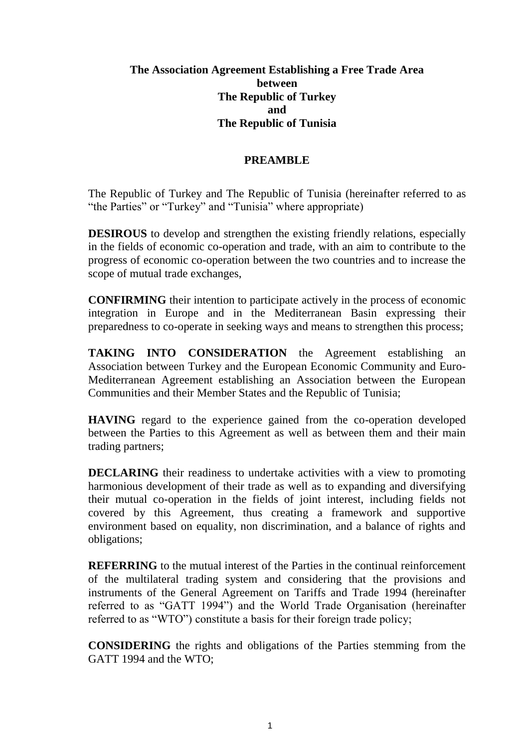**The Association Agreement Establishing a Free Trade Area between The Republic of Turkey and The Republic of Tunisia**

## PREAMBLE

The Republic of Turkey and The Republic of Tunisia (hereinafter referred to as "the Parties" or "Turkey" and "Tunisia" where appropriate)

**DESIROUS** to develop and strengthen the existing friendly relations, especially in the fields of economic co-operation and trade, with an aim to contribute to the progress of economic co-operation between the two countries and to increase the scope of mutual trade exchanges,

**CONFIRMING** their intention to participate actively in the process of economic integration in Europe and in the Mediterranean Basin expressing their preparedness to co-operate in seeking ways and means to strengthen this process;

**TAKING INTO CONSIDERATION** the Agreement establishing an Association between Turkey and the European Economic Community and Euro-Mediterranean Agreement establishing an Association between the European Communities and their Member States and the Republic of Tunisia;

**HAVING** regard to the experience gained from the co-operation developed between the Parties to this Agreement as well as between them and their main trading partners;

**DECLARING** their readiness to undertake activities with a view to promoting harmonious development of their trade as well as to expanding and diversifying their mutual co-operation in the fields of joint interest, including fields not covered by this Agreement, thus creating a framework and supportive environment based on equality, non discrimination, and a balance of rights and obligations;

**REFERRING** to the mutual interest of the Parties in the continual reinforcement of the multilateral trading system and considering that the provisions and instruments of the General Agreement on Tariffs and Trade 1994 (hereinafter referred to as "GATT 1994") and the World Trade Organisation (hereinafter referred to as "WTO") constitute a basis for their foreign trade policy;

**CONSIDERING** the rights and obligations of the Parties stemming from the GATT 1994 and the WTO;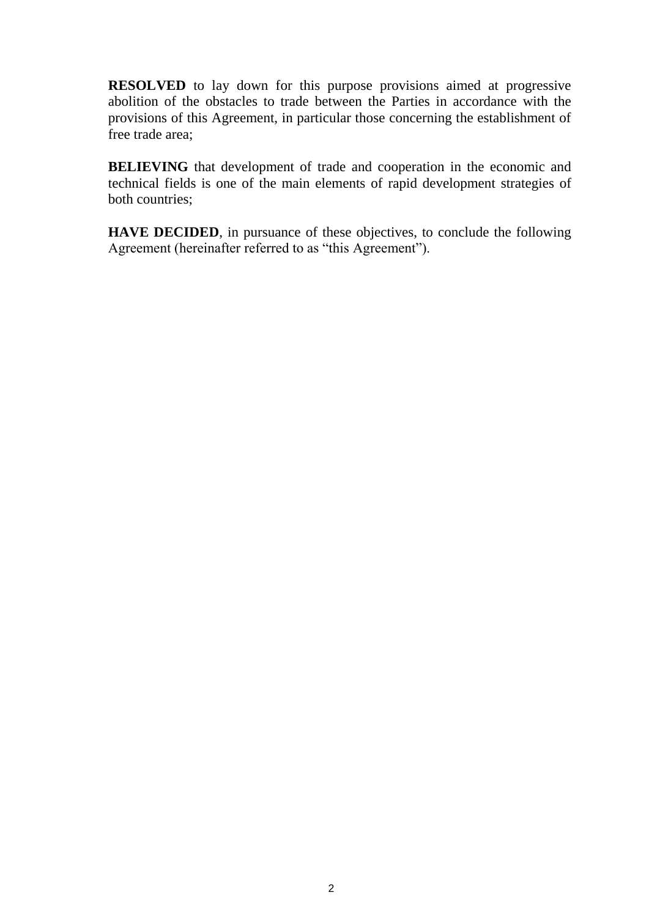**RESOLVED** to lay down for this purpose provisions aimed at progressive abolition of the obstacles to trade between the Parties in accordance with the provisions of this Agreement, in particular those concerning the establishment of free trade area;

**BELIEVING** that development of trade and cooperation in the economic and technical fields is one of the main elements of rapid development strategies of both countries;

**HAVE DECIDED**, in pursuance of these objectives, to conclude the following Agreement (hereinafter referred to as "this Agreement").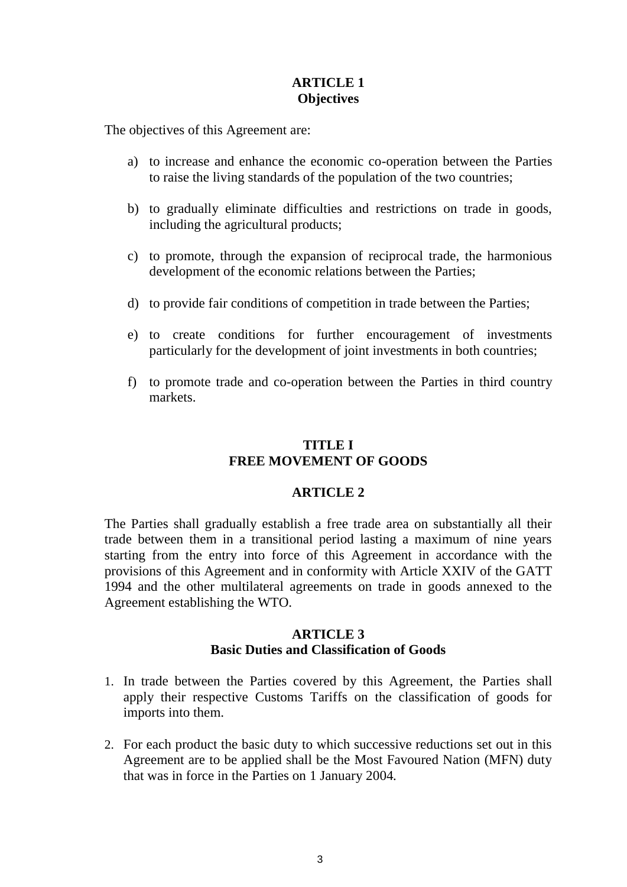## ARTICLE 1
## Objectives

The objectives of this Agreement are:

a) to increase and enhance the economic co-operation between the Parties to raise the living standards of the population of the two countries;

b) to gradually eliminate difficulties and restrictions on trade in goods, including the agricultural products;

c) to promote, through the expansion of reciprocal trade, the harmonious development of the economic relations between the Parties;

d) to provide fair conditions of competition in trade between the Parties;

e) to create conditions for further encouragement of investments particularly for the development of joint investments in both countries;

f) to promote trade and co-operation between the Parties in third country markets.

# TITLE I
# FREE MOVEMENT OF GOODS

## ARTICLE 2

The Parties shall gradually establish a free trade area on substantially all their trade between them in a transitional period lasting a maximum of nine years starting from the entry into force of this Agreement in accordance with the provisions of this Agreement and in conformity with Article XXIV of the GATT 1994 and the other multilateral agreements on trade in goods annexed to the Agreement establishing the WTO.

## ARTICLE 3
## Basic Duties and Classification of Goods

1. In trade between the Parties covered by this Agreement, the Parties shall apply their respective Customs Tariffs on the classification of goods for imports into them.

2. For each product the basic duty to which successive reductions set out in this Agreement are to be applied shall be the Most Favoured Nation (MFN) duty that was in force in the Parties on 1 January 2004.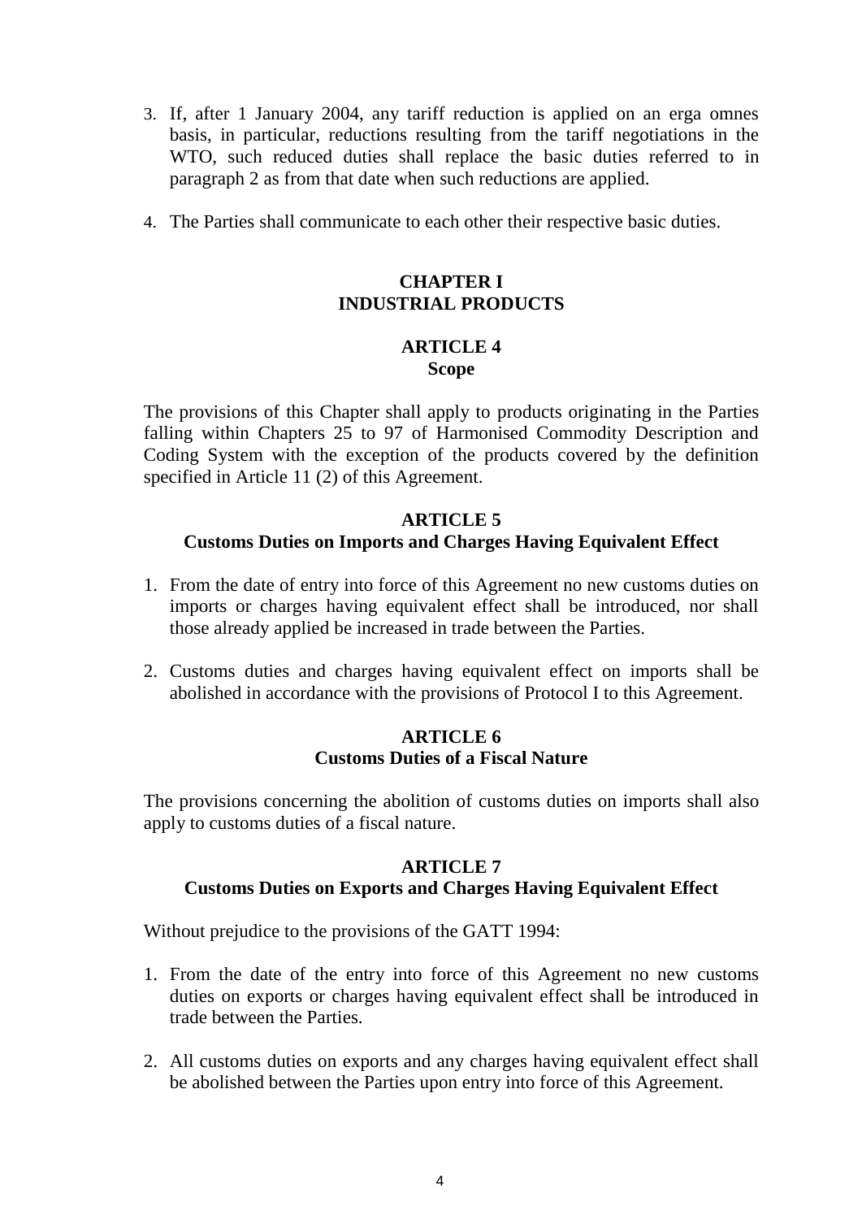3. If, after 1 January 2004, any tariff reduction is applied on an erga omnes basis, in particular, reductions resulting from the tariff negotiations in the WTO, such reduced duties shall replace the basic duties referred to in paragraph 2 as from that date when such reductions are applied.

4. The Parties shall communicate to each other their respective basic duties.

## CHAPTER I
## INDUSTRIAL PRODUCTS

### ARTICLE 4
### Scope

The provisions of this Chapter shall apply to products originating in the Parties falling within Chapters 25 to 97 of Harmonised Commodity Description and Coding System with the exception of the products covered by the definition specified in Article 11 (2) of this Agreement.

### ARTICLE 5
### Customs Duties on Imports and Charges Having Equivalent Effect

1. From the date of entry into force of this Agreement no new customs duties on imports or charges having equivalent effect shall be introduced, nor shall those already applied be increased in trade between the Parties.

2. Customs duties and charges having equivalent effect on imports shall be abolished in accordance with the provisions of Protocol I to this Agreement.

### ARTICLE 6
### Customs Duties of a Fiscal Nature

The provisions concerning the abolition of customs duties on imports shall also apply to customs duties of a fiscal nature.

### ARTICLE 7
### Customs Duties on Exports and Charges Having Equivalent Effect

Without prejudice to the provisions of the GATT 1994:

1. From the date of the entry into force of this Agreement no new customs duties on exports or charges having equivalent effect shall be introduced in trade between the Parties.

2. All customs duties on exports and any charges having equivalent effect shall be abolished between the Parties upon entry into force of this Agreement.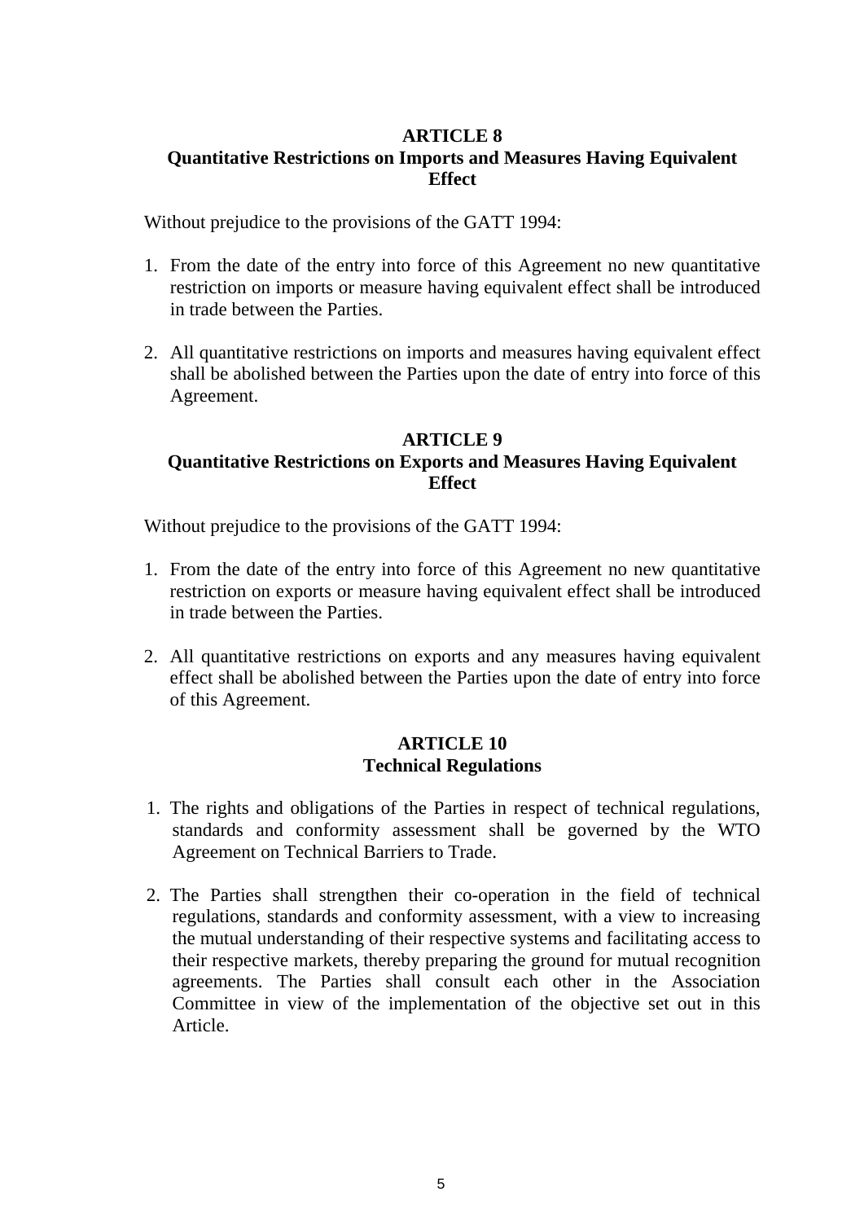## ARTICLE 8
## Quantitative Restrictions on Imports and Measures Having Equivalent Effect

Without prejudice to the provisions of the GATT 1994:

1. From the date of the entry into force of this Agreement no new quantitative restriction on imports or measure having equivalent effect shall be introduced in trade between the Parties.

2. All quantitative restrictions on imports and measures having equivalent effect shall be abolished between the Parties upon the date of entry into force of this Agreement.

## ARTICLE 9
## Quantitative Restrictions on Exports and Measures Having Equivalent Effect

Without prejudice to the provisions of the GATT 1994:

1. From the date of the entry into force of this Agreement no new quantitative restriction on exports or measure having equivalent effect shall be introduced in trade between the Parties.

2. All quantitative restrictions on exports and any measures having equivalent effect shall be abolished between the Parties upon the date of entry into force of this Agreement.

## ARTICLE 10
## Technical Regulations

1. The rights and obligations of the Parties in respect of technical regulations, standards and conformity assessment shall be governed by the WTO Agreement on Technical Barriers to Trade.

2. The Parties shall strengthen their co-operation in the field of technical regulations, standards and conformity assessment, with a view to increasing the mutual understanding of their respective systems and facilitating access to their respective markets, thereby preparing the ground for mutual recognition agreements. The Parties shall consult each other in the Association Committee in view of the implementation of the objective set out in this Article.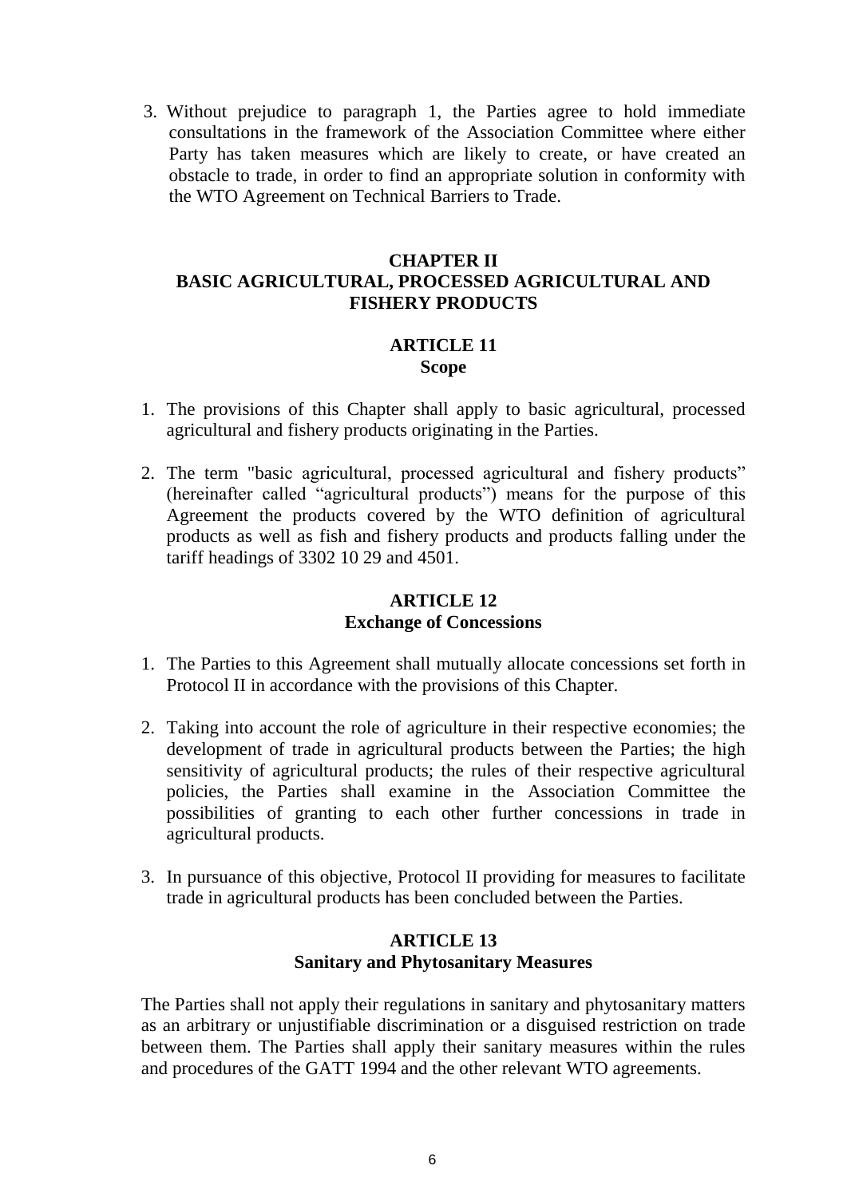3. Without prejudice to paragraph 1, the Parties agree to hold immediate consultations in the framework of the Association Committee where either Party has taken measures which are likely to create, or have created an obstacle to trade, in order to find an appropriate solution in conformity with the WTO Agreement on Technical Barriers to Trade.

## CHAPTER II
## BASIC AGRICULTURAL, PROCESSED AGRICULTURAL AND FISHERY PRODUCTS

### ARTICLE 11
### Scope

1. The provisions of this Chapter shall apply to basic agricultural, processed agricultural and fishery products originating in the Parties.

2. The term "basic agricultural, processed agricultural and fishery products" (hereinafter called "agricultural products") means for the purpose of this Agreement the products covered by the WTO definition of agricultural products as well as fish and fishery products and products falling under the tariff headings of 3302 10 29 and 4501.

### ARTICLE 12
### Exchange of Concessions

1. The Parties to this Agreement shall mutually allocate concessions set forth in Protocol II in accordance with the provisions of this Chapter.

2. Taking into account the role of agriculture in their respective economies; the development of trade in agricultural products between the Parties; the high sensitivity of agricultural products; the rules of their respective agricultural policies, the Parties shall examine in the Association Committee the possibilities of granting to each other further concessions in trade in agricultural products.

3. In pursuance of this objective, Protocol II providing for measures to facilitate trade in agricultural products has been concluded between the Parties.

### ARTICLE 13
### Sanitary and Phytosanitary Measures

The Parties shall not apply their regulations in sanitary and phytosanitary matters as an arbitrary or unjustifiable discrimination or a disguised restriction on trade between them. The Parties shall apply their sanitary measures within the rules and procedures of the GATT 1994 and the other relevant WTO agreements.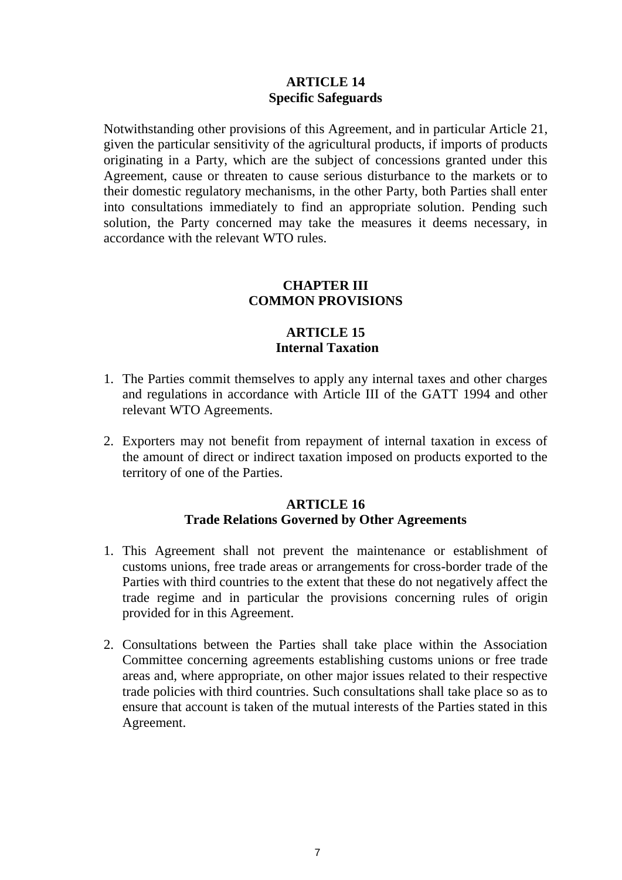## ARTICLE 14
## Specific Safeguards

Notwithstanding other provisions of this Agreement, and in particular Article 21, given the particular sensitivity of the agricultural products, if imports of products originating in a Party, which are the subject of concessions granted under this Agreement, cause or threaten to cause serious disturbance to the markets or to their domestic regulatory mechanisms, in the other Party, both Parties shall enter into consultations immediately to find an appropriate solution. Pending such solution, the Party concerned may take the measures it deems necessary, in accordance with the relevant WTO rules.

# CHAPTER III
# COMMON PROVISIONS

## ARTICLE 15
## Internal Taxation

1. The Parties commit themselves to apply any internal taxes and other charges and regulations in accordance with Article III of the GATT 1994 and other relevant WTO Agreements.

2. Exporters may not benefit from repayment of internal taxation in excess of the amount of direct or indirect taxation imposed on products exported to the territory of one of the Parties.

## ARTICLE 16
## Trade Relations Governed by Other Agreements

1. This Agreement shall not prevent the maintenance or establishment of customs unions, free trade areas or arrangements for cross-border trade of the Parties with third countries to the extent that these do not negatively affect the trade regime and in particular the provisions concerning rules of origin provided for in this Agreement.

2. Consultations between the Parties shall take place within the Association Committee concerning agreements establishing customs unions or free trade areas and, where appropriate, on other major issues related to their respective trade policies with third countries. Such consultations shall take place so as to ensure that account is taken of the mutual interests of the Parties stated in this Agreement.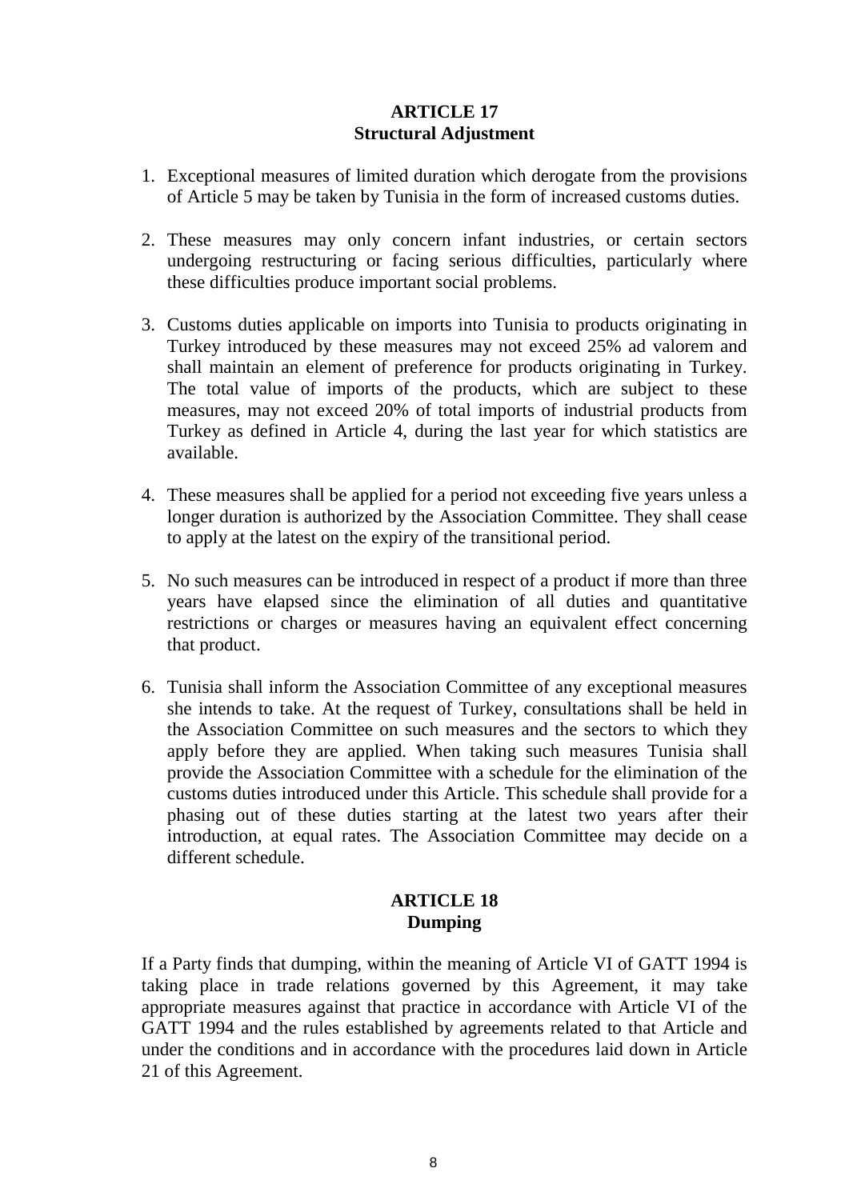## ARTICLE 17
## Structural Adjustment

1. Exceptional measures of limited duration which derogate from the provisions of Article 5 may be taken by Tunisia in the form of increased customs duties.

2. These measures may only concern infant industries, or certain sectors undergoing restructuring or facing serious difficulties, particularly where these difficulties produce important social problems.

3. Customs duties applicable on imports into Tunisia to products originating in Turkey introduced by these measures may not exceed 25% ad valorem and shall maintain an element of preference for products originating in Turkey. The total value of imports of the products, which are subject to these measures, may not exceed 20% of total imports of industrial products from Turkey as defined in Article 4, during the last year for which statistics are available.

4. These measures shall be applied for a period not exceeding five years unless a longer duration is authorized by the Association Committee. They shall cease to apply at the latest on the expiry of the transitional period.

5. No such measures can be introduced in respect of a product if more than three years have elapsed since the elimination of all duties and quantitative restrictions or charges or measures having an equivalent effect concerning that product.

6. Tunisia shall inform the Association Committee of any exceptional measures she intends to take. At the request of Turkey, consultations shall be held in the Association Committee on such measures and the sectors to which they apply before they are applied. When taking such measures Tunisia shall provide the Association Committee with a schedule for the elimination of the customs duties introduced under this Article. This schedule shall provide for a phasing out of these duties starting at the latest two years after their introduction, at equal rates. The Association Committee may decide on a different schedule.

## ARTICLE 18
## Dumping

If a Party finds that dumping, within the meaning of Article VI of GATT 1994 is taking place in trade relations governed by this Agreement, it may take appropriate measures against that practice in accordance with Article VI of the GATT 1994 and the rules established by agreements related to that Article and under the conditions and in accordance with the procedures laid down in Article 21 of this Agreement.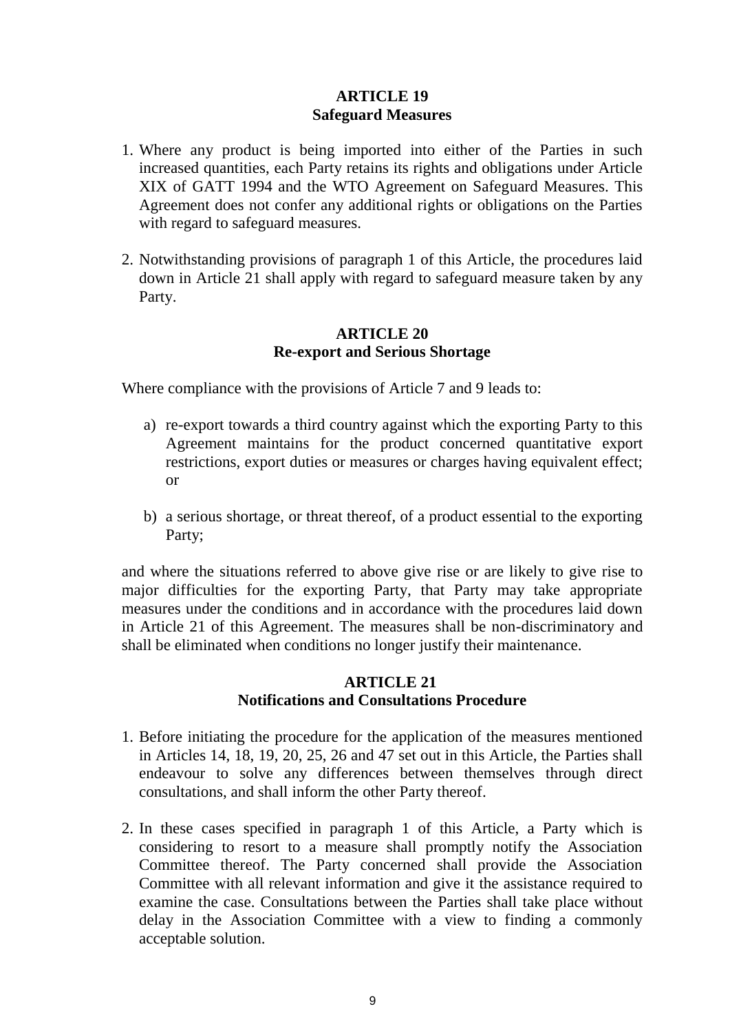## ARTICLE 19
## Safeguard Measures

1. Where any product is being imported into either of the Parties in such increased quantities, each Party retains its rights and obligations under Article XIX of GATT 1994 and the WTO Agreement on Safeguard Measures. This Agreement does not confer any additional rights or obligations on the Parties with regard to safeguard measures.

2. Notwithstanding provisions of paragraph 1 of this Article, the procedures laid down in Article 21 shall apply with regard to safeguard measure taken by any Party.

## ARTICLE 20
## Re-export and Serious Shortage

Where compliance with the provisions of Article 7 and 9 leads to:

a) re-export towards a third country against which the exporting Party to this Agreement maintains for the product concerned quantitative export restrictions, export duties or measures or charges having equivalent effect; or

b) a serious shortage, or threat thereof, of a product essential to the exporting Party;

and where the situations referred to above give rise or are likely to give rise to major difficulties for the exporting Party, that Party may take appropriate measures under the conditions and in accordance with the procedures laid down in Article 21 of this Agreement. The measures shall be non-discriminatory and shall be eliminated when conditions no longer justify their maintenance.

## ARTICLE 21
## Notifications and Consultations Procedure

1. Before initiating the procedure for the application of the measures mentioned in Articles 14, 18, 19, 20, 25, 26 and 47 set out in this Article, the Parties shall endeavour to solve any differences between themselves through direct consultations, and shall inform the other Party thereof.

2. In these cases specified in paragraph 1 of this Article, a Party which is considering to resort to a measure shall promptly notify the Association Committee thereof. The Party concerned shall provide the Association Committee with all relevant information and give it the assistance required to examine the case. Consultations between the Parties shall take place without delay in the Association Committee with a view to finding a commonly acceptable solution.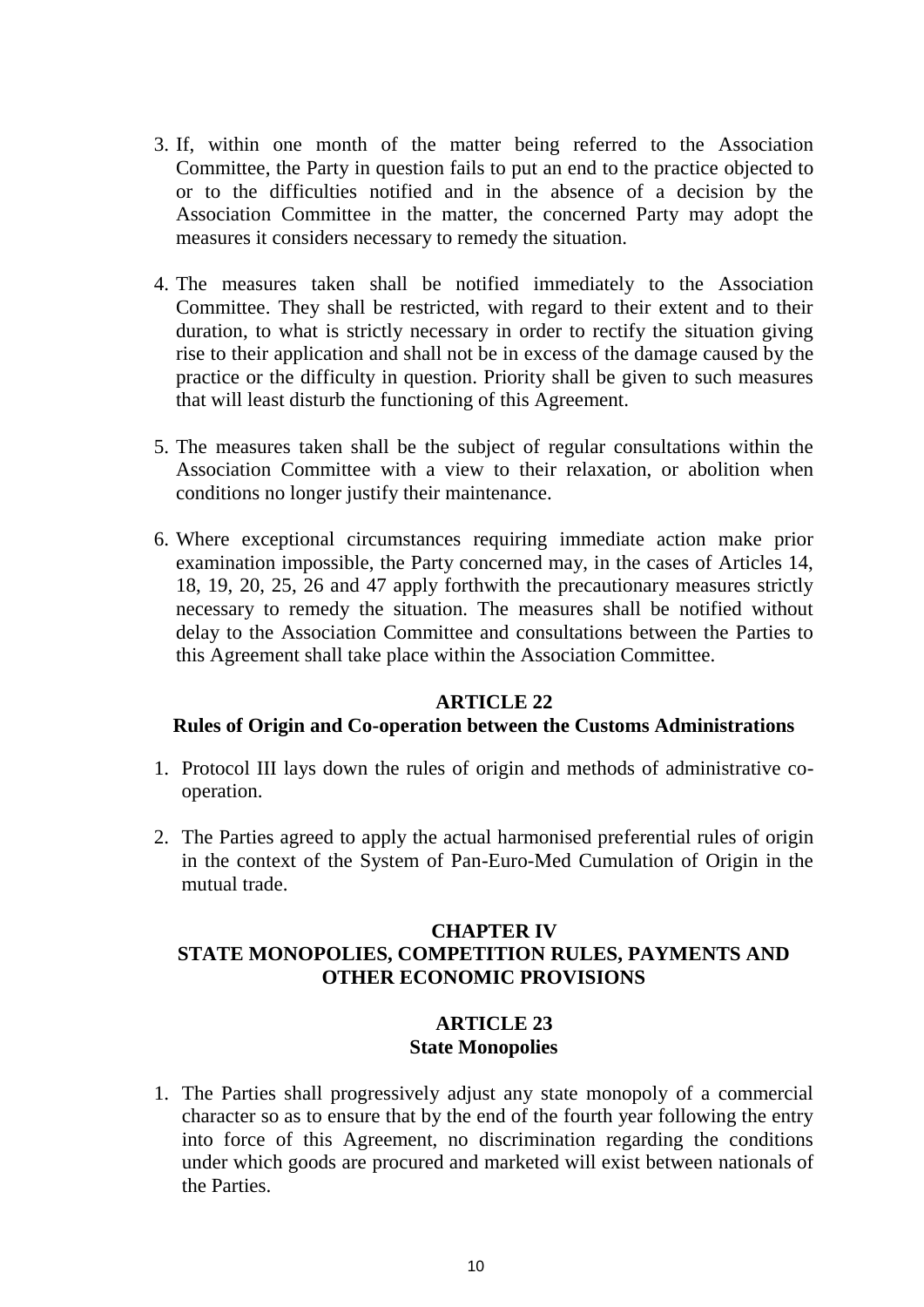3. If, within one month of the matter being referred to the Association Committee, the Party in question fails to put an end to the practice objected to or to the difficulties notified and in the absence of a decision by the Association Committee in the matter, the concerned Party may adopt the measures it considers necessary to remedy the situation.

4. The measures taken shall be notified immediately to the Association Committee. They shall be restricted, with regard to their extent and to their duration, to what is strictly necessary in order to rectify the situation giving rise to their application and shall not be in excess of the damage caused by the practice or the difficulty in question. Priority shall be given to such measures that will least disturb the functioning of this Agreement.

5. The measures taken shall be the subject of regular consultations within the Association Committee with a view to their relaxation, or abolition when conditions no longer justify their maintenance.

6. Where exceptional circumstances requiring immediate action make prior examination impossible, the Party concerned may, in the cases of Articles 14, 18, 19, 20, 25, 26 and 47 apply forthwith the precautionary measures strictly necessary to remedy the situation. The measures shall be notified without delay to the Association Committee and consultations between the Parties to this Agreement shall take place within the Association Committee.

**ARTICLE 22**
**Rules of Origin and Co-operation between the Customs Administrations**

1. Protocol III lays down the rules of origin and methods of administrative co-operation.

2. The Parties agreed to apply the actual harmonised preferential rules of origin in the context of the System of Pan-Euro-Med Cumulation of Origin in the mutual trade.

## CHAPTER IV
## STATE MONOPOLIES, COMPETITION RULES, PAYMENTS AND OTHER ECONOMIC PROVISIONS

**ARTICLE 23**
**State Monopolies**

1. The Parties shall progressively adjust any state monopoly of a commercial character so as to ensure that by the end of the fourth year following the entry into force of this Agreement, no discrimination regarding the conditions under which goods are procured and marketed will exist between nationals of the Parties.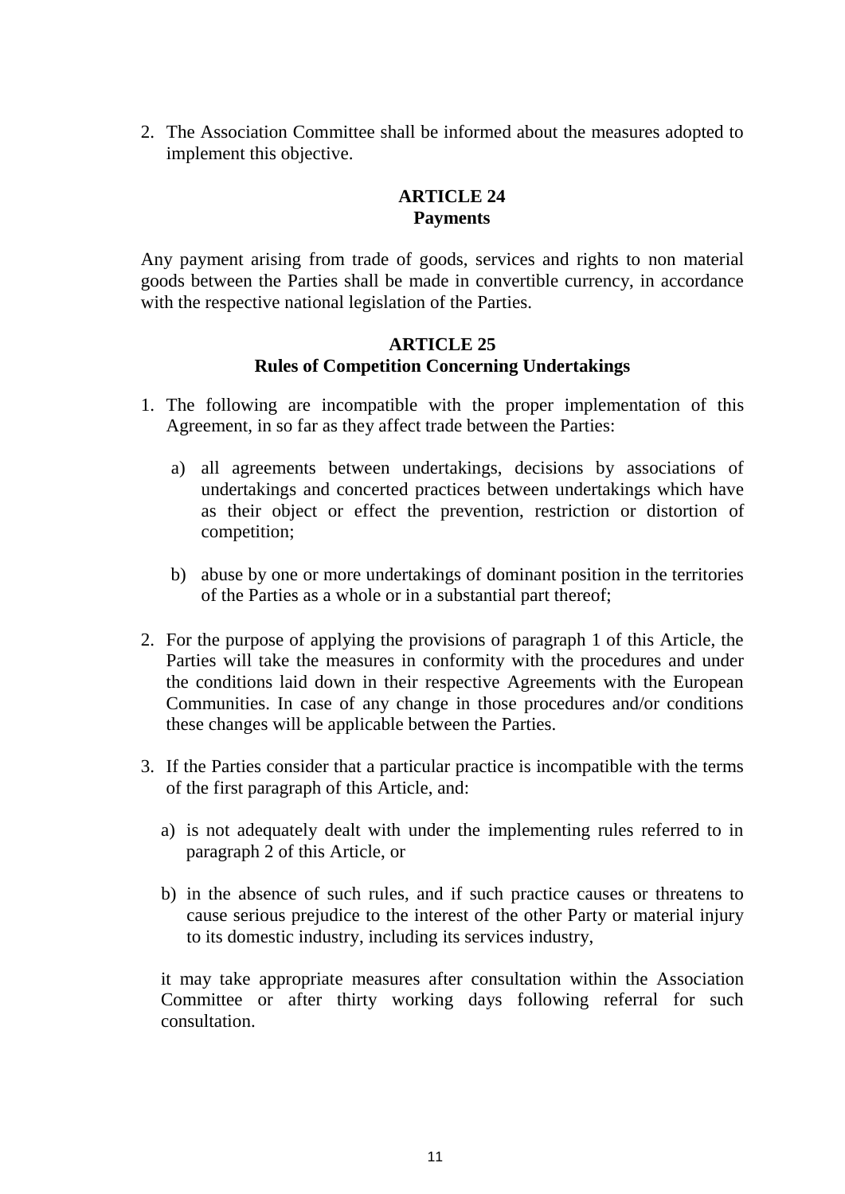2. The Association Committee shall be informed about the measures adopted to implement this objective.

## ARTICLE 24
## Payments

Any payment arising from trade of goods, services and rights to non material goods between the Parties shall be made in convertible currency, in accordance with the respective national legislation of the Parties.

## ARTICLE 25
## Rules of Competition Concerning Undertakings

1. The following are incompatible with the proper implementation of this Agreement, in so far as they affect trade between the Parties:

   a) all agreements between undertakings, decisions by associations of undertakings and concerted practices between undertakings which have as their object or effect the prevention, restriction or distortion of competition;

   b) abuse by one or more undertakings of dominant position in the territories of the Parties as a whole or in a substantial part thereof;

2. For the purpose of applying the provisions of paragraph 1 of this Article, the Parties will take the measures in conformity with the procedures and under the conditions laid down in their respective Agreements with the European Communities. In case of any change in those procedures and/or conditions these changes will be applicable between the Parties.

3. If the Parties consider that a particular practice is incompatible with the terms of the first paragraph of this Article, and:

   a) is not adequately dealt with under the implementing rules referred to in paragraph 2 of this Article, or

   b) in the absence of such rules, and if such practice causes or threatens to cause serious prejudice to the interest of the other Party or material injury to its domestic industry, including its services industry,

   it may take appropriate measures after consultation within the Association Committee or after thirty working days following referral for such consultation.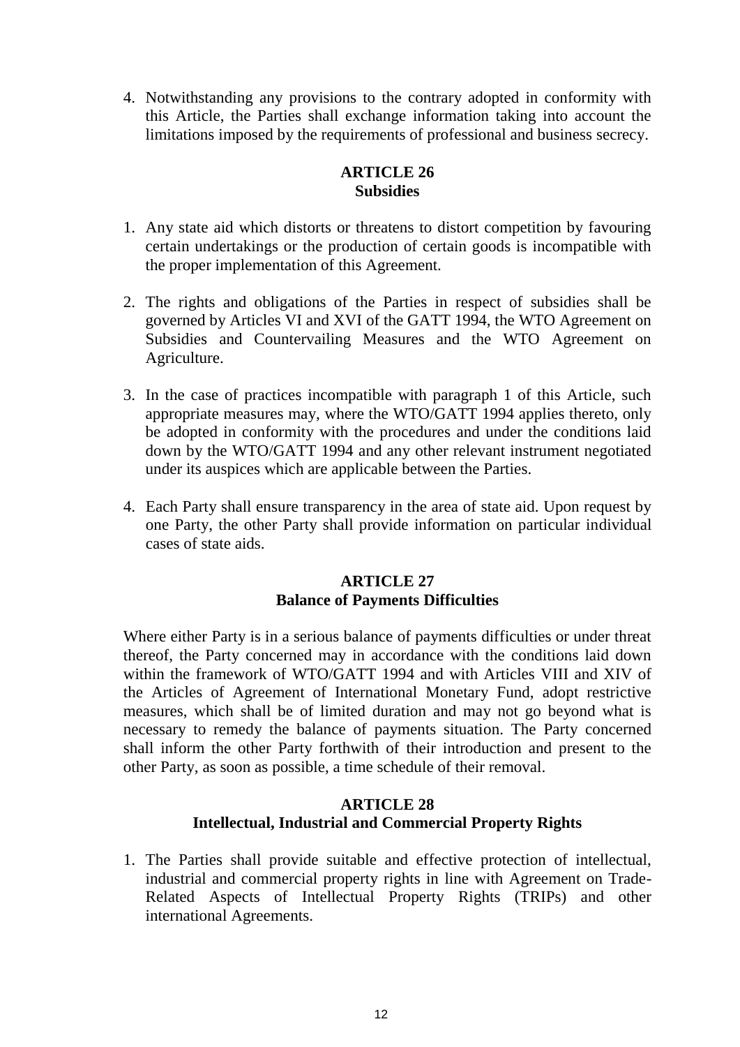4. Notwithstanding any provisions to the contrary adopted in conformity with this Article, the Parties shall exchange information taking into account the limitations imposed by the requirements of professional and business secrecy.

## ARTICLE 26
## Subsidies

1. Any state aid which distorts or threatens to distort competition by favouring certain undertakings or the production of certain goods is incompatible with the proper implementation of this Agreement.

2. The rights and obligations of the Parties in respect of subsidies shall be governed by Articles VI and XVI of the GATT 1994, the WTO Agreement on Subsidies and Countervailing Measures and the WTO Agreement on Agriculture.

3. In the case of practices incompatible with paragraph 1 of this Article, such appropriate measures may, where the WTO/GATT 1994 applies thereto, only be adopted in conformity with the procedures and under the conditions laid down by the WTO/GATT 1994 and any other relevant instrument negotiated under its auspices which are applicable between the Parties.

4. Each Party shall ensure transparency in the area of state aid. Upon request by one Party, the other Party shall provide information on particular individual cases of state aids.

## ARTICLE 27
## Balance of Payments Difficulties

Where either Party is in a serious balance of payments difficulties or under threat thereof, the Party concerned may in accordance with the conditions laid down within the framework of WTO/GATT 1994 and with Articles VIII and XIV of the Articles of Agreement of International Monetary Fund, adopt restrictive measures, which shall be of limited duration and may not go beyond what is necessary to remedy the balance of payments situation. The Party concerned shall inform the other Party forthwith of their introduction and present to the other Party, as soon as possible, a time schedule of their removal.

## ARTICLE 28
## Intellectual, Industrial and Commercial Property Rights

1. The Parties shall provide suitable and effective protection of intellectual, industrial and commercial property rights in line with Agreement on Trade-Related Aspects of Intellectual Property Rights (TRIPs) and other international Agreements.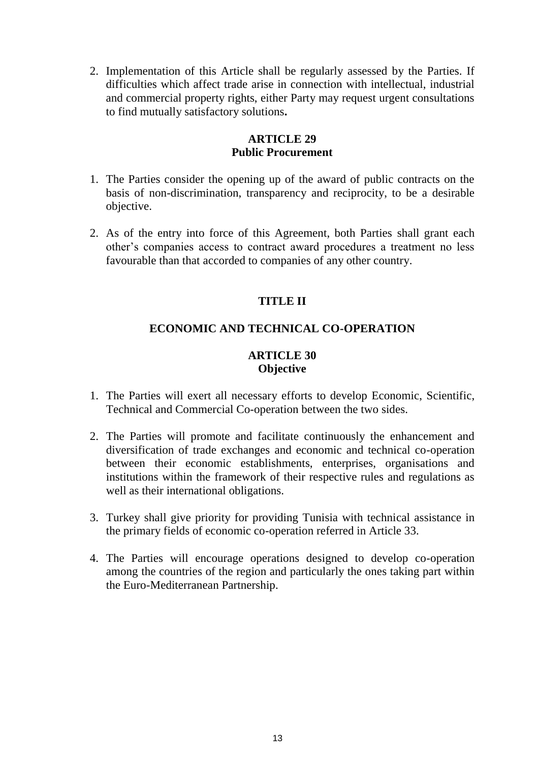2. Implementation of this Article shall be regularly assessed by the Parties. If difficulties which affect trade arise in connection with intellectual, industrial and commercial property rights, either Party may request urgent consultations to find mutually satisfactory solutions**.**

### ARTICLE 29
### Public Procurement

1. The Parties consider the opening up of the award of public contracts on the basis of non-discrimination, transparency and reciprocity, to be a desirable objective.

2. As of the entry into force of this Agreement, both Parties shall grant each other's companies access to contract award procedures a treatment no less favourable than that accorded to companies of any other country.

## TITLE II

## ECONOMIC AND TECHNICAL CO-OPERATION

### ARTICLE 30
### Objective

1. The Parties will exert all necessary efforts to develop Economic, Scientific, Technical and Commercial Co-operation between the two sides.

2. The Parties will promote and facilitate continuously the enhancement and diversification of trade exchanges and economic and technical co-operation between their economic establishments, enterprises, organisations and institutions within the framework of their respective rules and regulations as well as their international obligations.

3. Turkey shall give priority for providing Tunisia with technical assistance in the primary fields of economic co-operation referred in Article 33.

4. The Parties will encourage operations designed to develop co-operation among the countries of the region and particularly the ones taking part within the Euro-Mediterranean Partnership.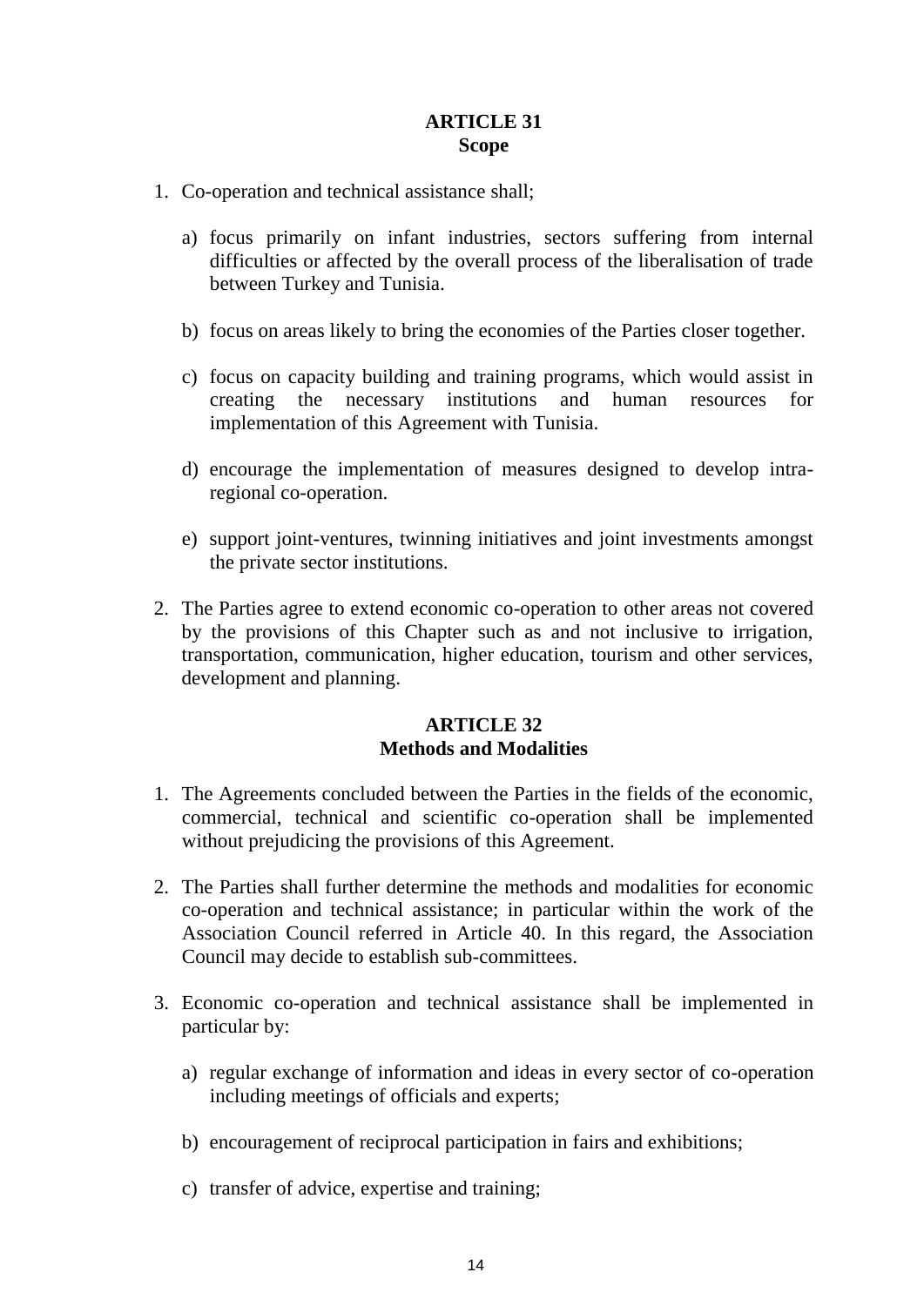## ARTICLE 31
## Scope

1. Co-operation and technical assistance shall;

   a) focus primarily on infant industries, sectors suffering from internal difficulties or affected by the overall process of the liberalisation of trade between Turkey and Tunisia.

   b) focus on areas likely to bring the economies of the Parties closer together.

   c) focus on capacity building and training programs, which would assist in creating the necessary institutions and human resources for implementation of this Agreement with Tunisia.

   d) encourage the implementation of measures designed to develop intra-regional co-operation.

   e) support joint-ventures, twinning initiatives and joint investments amongst the private sector institutions.

2. The Parties agree to extend economic co-operation to other areas not covered by the provisions of this Chapter such as and not inclusive to irrigation, transportation, communication, higher education, tourism and other services, development and planning.

## ARTICLE 32
## Methods and Modalities

1. The Agreements concluded between the Parties in the fields of the economic, commercial, technical and scientific co-operation shall be implemented without prejudicing the provisions of this Agreement.

2. The Parties shall further determine the methods and modalities for economic co-operation and technical assistance; in particular within the work of the Association Council referred in Article 40. In this regard, the Association Council may decide to establish sub-committees.

3. Economic co-operation and technical assistance shall be implemented in particular by:

   a) regular exchange of information and ideas in every sector of co-operation including meetings of officials and experts;

   b) encouragement of reciprocal participation in fairs and exhibitions;

   c) transfer of advice, expertise and training;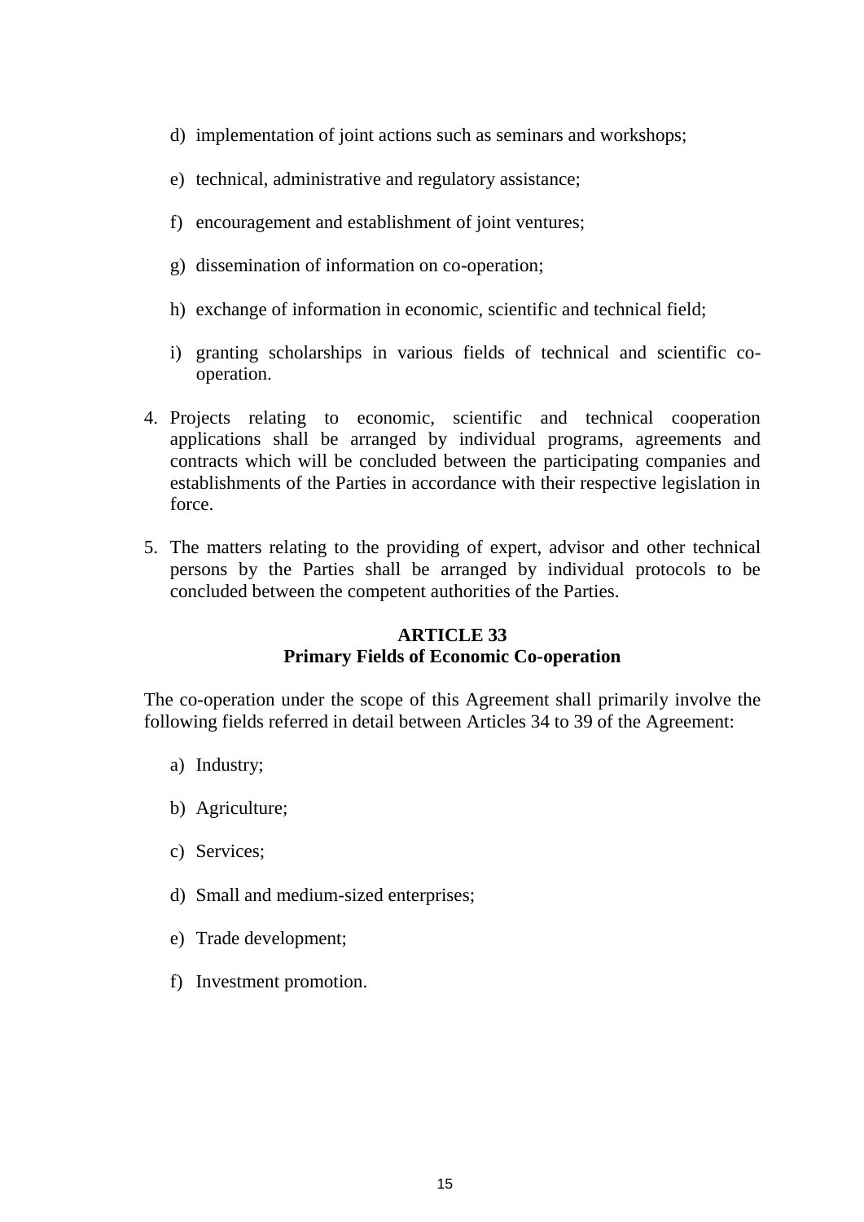d) implementation of joint actions such as seminars and workshops;

e) technical, administrative and regulatory assistance;

f) encouragement and establishment of joint ventures;

g) dissemination of information on co-operation;

h) exchange of information in economic, scientific and technical field;

i) granting scholarships in various fields of technical and scientific co-operation.

4. Projects relating to economic, scientific and technical cooperation applications shall be arranged by individual programs, agreements and contracts which will be concluded between the participating companies and establishments of the Parties in accordance with their respective legislation in force.

5. The matters relating to the providing of expert, advisor and other technical persons by the Parties shall be arranged by individual protocols to be concluded between the competent authorities of the Parties.

## ARTICLE 33
## Primary Fields of Economic Co-operation

The co-operation under the scope of this Agreement shall primarily involve the following fields referred in detail between Articles 34 to 39 of the Agreement:

a) Industry;

b) Agriculture;

c) Services;

d) Small and medium-sized enterprises;

e) Trade development;

f) Investment promotion.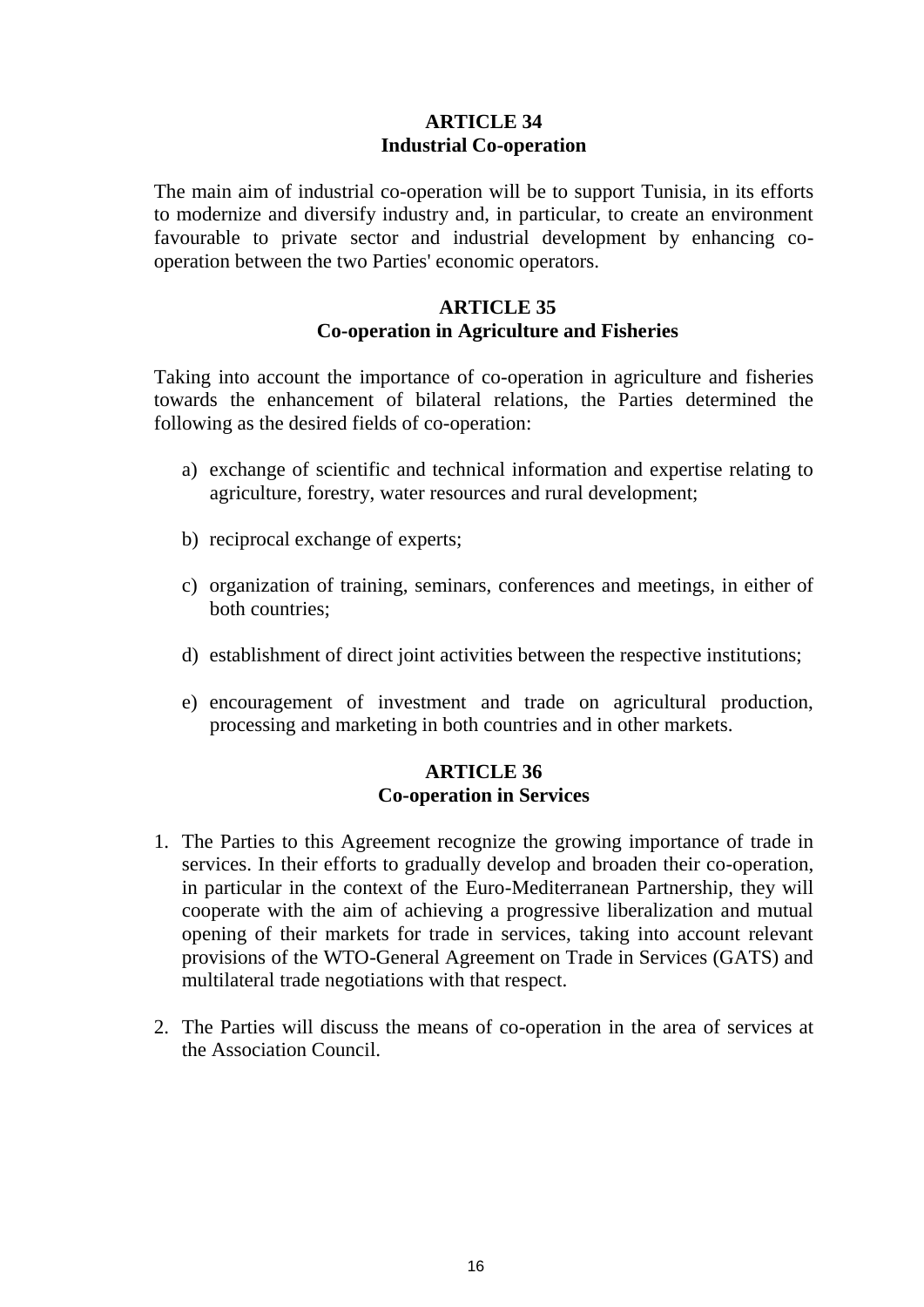## ARTICLE 34
## Industrial Co-operation

The main aim of industrial co-operation will be to support Tunisia, in its efforts to modernize and diversify industry and, in particular, to create an environment favourable to private sector and industrial development by enhancing co-operation between the two Parties' economic operators.

## ARTICLE 35
## Co-operation in Agriculture and Fisheries

Taking into account the importance of co-operation in agriculture and fisheries towards the enhancement of bilateral relations, the Parties determined the following as the desired fields of co-operation:

a) exchange of scientific and technical information and expertise relating to agriculture, forestry, water resources and rural development;

b) reciprocal exchange of experts;

c) organization of training, seminars, conferences and meetings, in either of both countries;

d) establishment of direct joint activities between the respective institutions;

e) encouragement of investment and trade on agricultural production, processing and marketing in both countries and in other markets.

## ARTICLE 36
## Co-operation in Services

1. The Parties to this Agreement recognize the growing importance of trade in services. In their efforts to gradually develop and broaden their co-operation, in particular in the context of the Euro-Mediterranean Partnership, they will cooperate with the aim of achieving a progressive liberalization and mutual opening of their markets for trade in services, taking into account relevant provisions of the WTO-General Agreement on Trade in Services (GATS) and multilateral trade negotiations with that respect.

2. The Parties will discuss the means of co-operation in the area of services at the Association Council.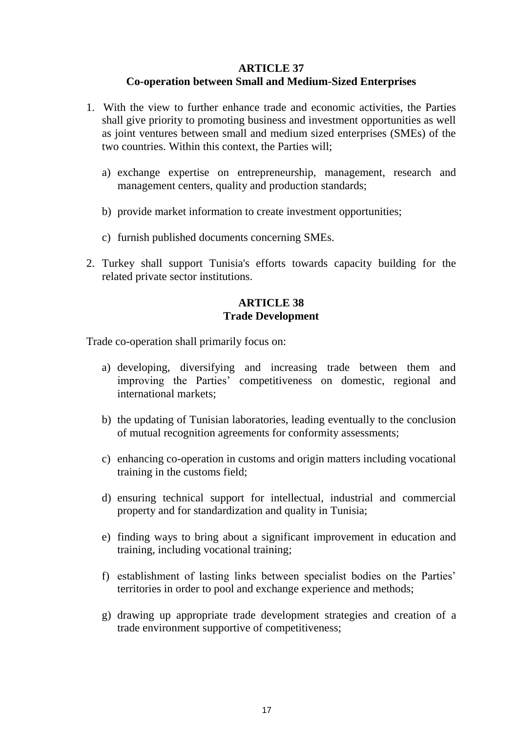## ARTICLE 37
## Co-operation between Small and Medium-Sized Enterprises

1. With the view to further enhance trade and economic activities, the Parties shall give priority to promoting business and investment opportunities as well as joint ventures between small and medium sized enterprises (SMEs) of the two countries. Within this context, the Parties will;

   a) exchange expertise on entrepreneurship, management, research and management centers, quality and production standards;

   b) provide market information to create investment opportunities;

   c) furnish published documents concerning SMEs.

2. Turkey shall support Tunisia's efforts towards capacity building for the related private sector institutions.

## ARTICLE 38
## Trade Development

Trade co-operation shall primarily focus on:

a) developing, diversifying and increasing trade between them and improving the Parties' competitiveness on domestic, regional and international markets;

b) the updating of Tunisian laboratories, leading eventually to the conclusion of mutual recognition agreements for conformity assessments;

c) enhancing co-operation in customs and origin matters including vocational training in the customs field;

d) ensuring technical support for intellectual, industrial and commercial property and for standardization and quality in Tunisia;

e) finding ways to bring about a significant improvement in education and training, including vocational training;

f) establishment of lasting links between specialist bodies on the Parties' territories in order to pool and exchange experience and methods;

g) drawing up appropriate trade development strategies and creation of a trade environment supportive of competitiveness;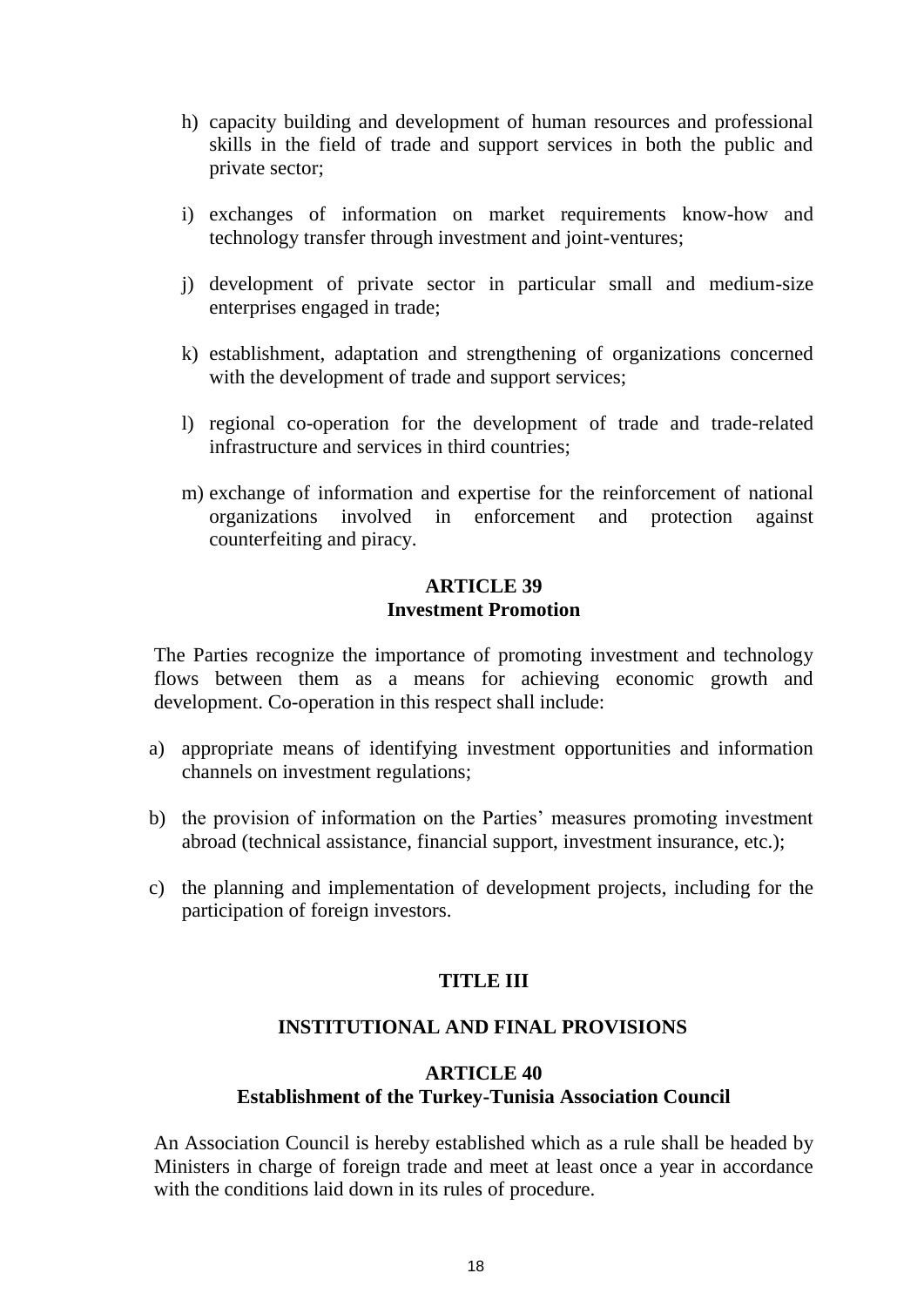h) capacity building and development of human resources and professional skills in the field of trade and support services in both the public and private sector;

i) exchanges of information on market requirements know-how and technology transfer through investment and joint-ventures;

j) development of private sector in particular small and medium-size enterprises engaged in trade;

k) establishment, adaptation and strengthening of organizations concerned with the development of trade and support services;

l) regional co-operation for the development of trade and trade-related infrastructure and services in third countries;

m) exchange of information and expertise for the reinforcement of national organizations involved in enforcement and protection against counterfeiting and piracy.

**ARTICLE 39**
**Investment Promotion**

The Parties recognize the importance of promoting investment and technology flows between them as a means for achieving economic growth and development. Co-operation in this respect shall include:

a) appropriate means of identifying investment opportunities and information channels on investment regulations;

b) the provision of information on the Parties' measures promoting investment abroad (technical assistance, financial support, investment insurance, etc.);

c) the planning and implementation of development projects, including for the participation of foreign investors.

## TITLE III

## INSTITUTIONAL AND FINAL PROVISIONS

**ARTICLE 40**
**Establishment of the Turkey-Tunisia Association Council**

An Association Council is hereby established which as a rule shall be headed by Ministers in charge of foreign trade and meet at least once a year in accordance with the conditions laid down in its rules of procedure.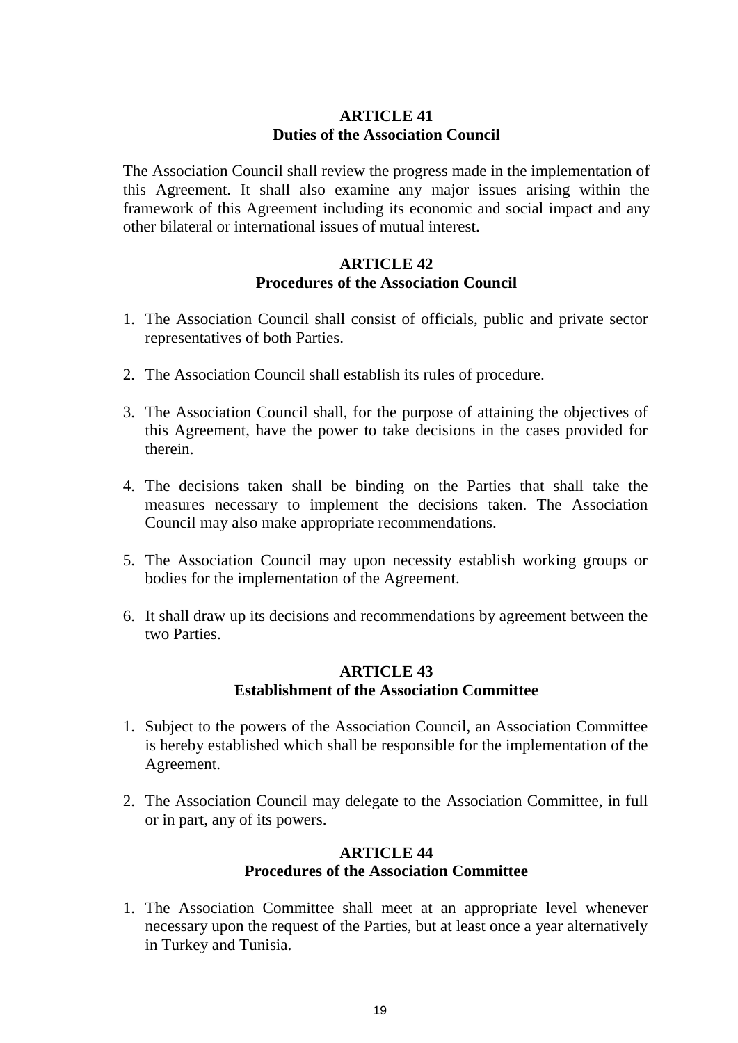### ARTICLE 41
### Duties of the Association Council

The Association Council shall review the progress made in the implementation of this Agreement. It shall also examine any major issues arising within the framework of this Agreement including its economic and social impact and any other bilateral or international issues of mutual interest.

### ARTICLE 42
### Procedures of the Association Council

1. The Association Council shall consist of officials, public and private sector representatives of both Parties.

2. The Association Council shall establish its rules of procedure.

3. The Association Council shall, for the purpose of attaining the objectives of this Agreement, have the power to take decisions in the cases provided for therein.

4. The decisions taken shall be binding on the Parties that shall take the measures necessary to implement the decisions taken. The Association Council may also make appropriate recommendations.

5. The Association Council may upon necessity establish working groups or bodies for the implementation of the Agreement.

6. It shall draw up its decisions and recommendations by agreement between the two Parties.

### ARTICLE 43
### Establishment of the Association Committee

1. Subject to the powers of the Association Council, an Association Committee is hereby established which shall be responsible for the implementation of the Agreement.

2. The Association Council may delegate to the Association Committee, in full or in part, any of its powers.

### ARTICLE 44
### Procedures of the Association Committee

1. The Association Committee shall meet at an appropriate level whenever necessary upon the request of the Parties, but at least once a year alternatively in Turkey and Tunisia.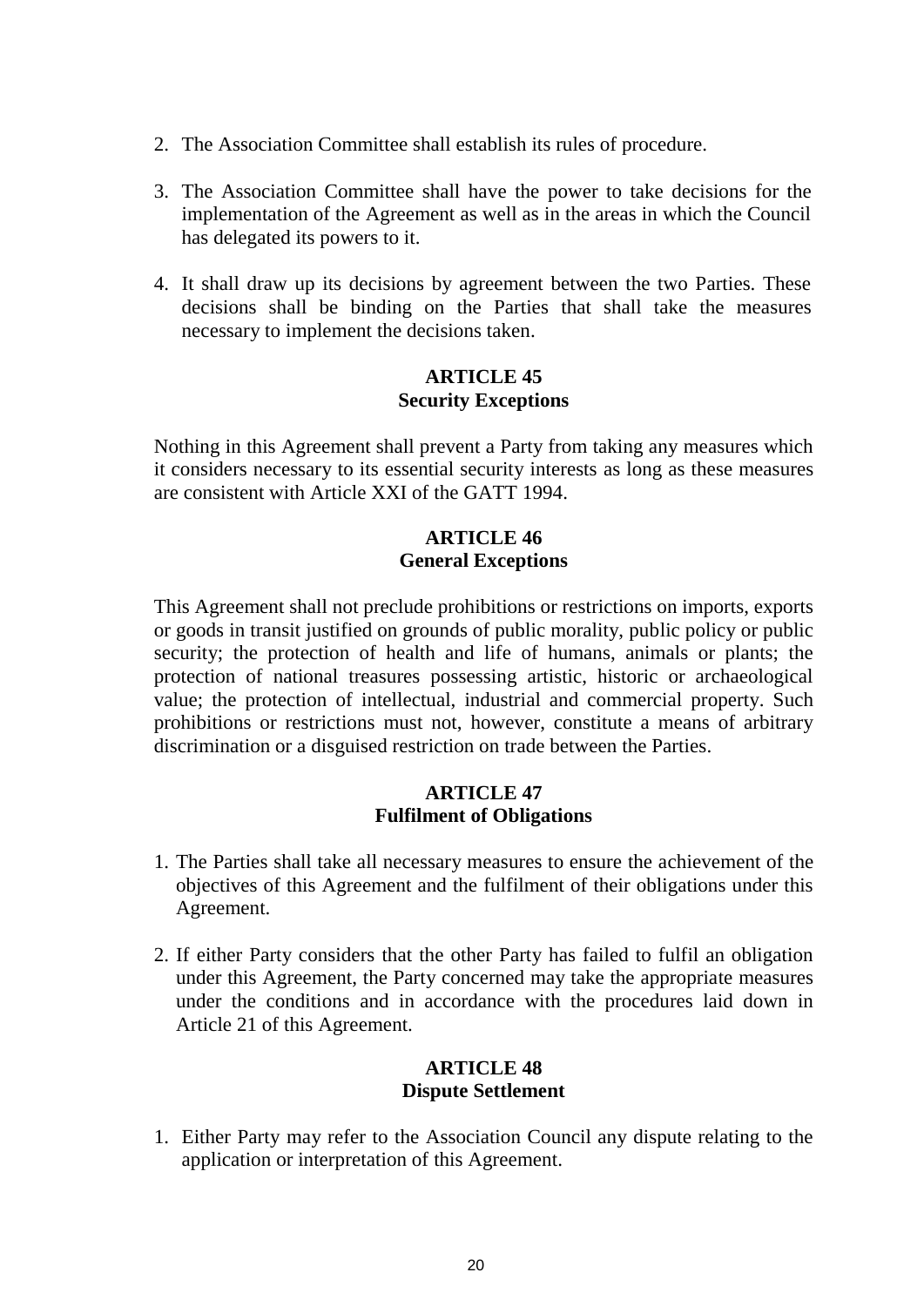2. The Association Committee shall establish its rules of procedure.

3. The Association Committee shall have the power to take decisions for the implementation of the Agreement as well as in the areas in which the Council has delegated its powers to it.

4. It shall draw up its decisions by agreement between the two Parties. These decisions shall be binding on the Parties that shall take the measures necessary to implement the decisions taken.

**ARTICLE 45**
**Security Exceptions**

Nothing in this Agreement shall prevent a Party from taking any measures which it considers necessary to its essential security interests as long as these measures are consistent with Article XXI of the GATT 1994.

**ARTICLE 46**
**General Exceptions**

This Agreement shall not preclude prohibitions or restrictions on imports, exports or goods in transit justified on grounds of public morality, public policy or public security; the protection of health and life of humans, animals or plants; the protection of national treasures possessing artistic, historic or archaeological value; the protection of intellectual, industrial and commercial property. Such prohibitions or restrictions must not, however, constitute a means of arbitrary discrimination or a disguised restriction on trade between the Parties.

**ARTICLE 47**
**Fulfilment of Obligations**

1. The Parties shall take all necessary measures to ensure the achievement of the objectives of this Agreement and the fulfilment of their obligations under this Agreement.

2. If either Party considers that the other Party has failed to fulfil an obligation under this Agreement, the Party concerned may take the appropriate measures under the conditions and in accordance with the procedures laid down in Article 21 of this Agreement.

**ARTICLE 48**
**Dispute Settlement**

1. Either Party may refer to the Association Council any dispute relating to the application or interpretation of this Agreement.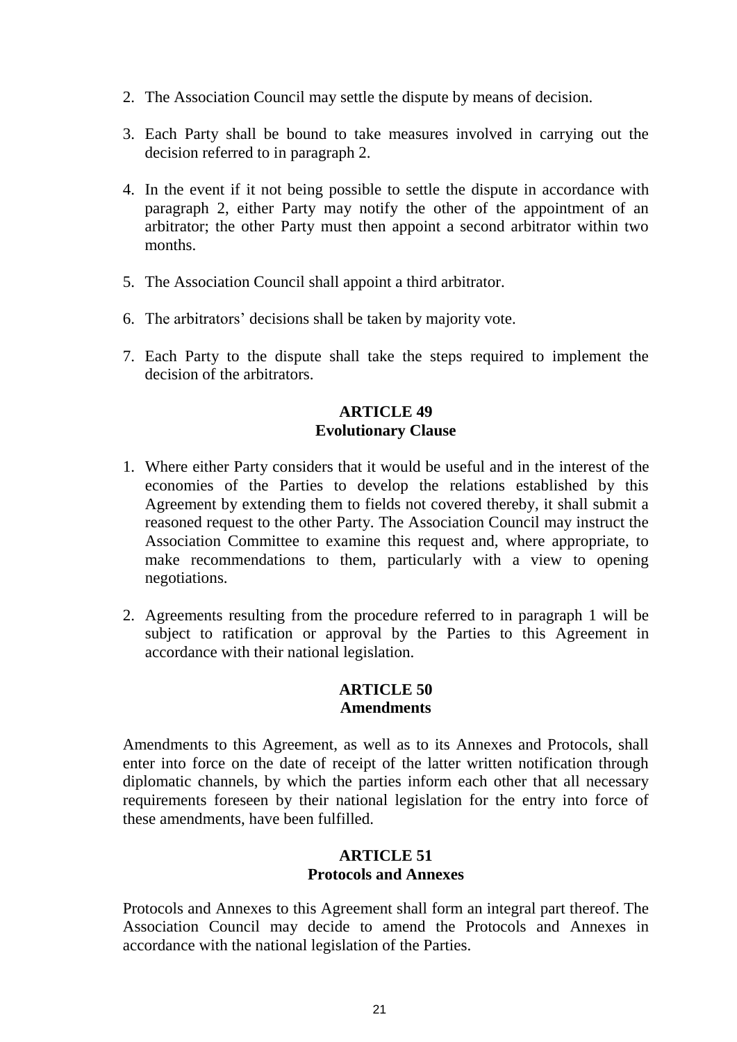2. The Association Council may settle the dispute by means of decision.

3. Each Party shall be bound to take measures involved in carrying out the decision referred to in paragraph 2.

4. In the event if it not being possible to settle the dispute in accordance with paragraph 2, either Party may notify the other of the appointment of an arbitrator; the other Party must then appoint a second arbitrator within two months.

5. The Association Council shall appoint a third arbitrator.

6. The arbitrators' decisions shall be taken by majority vote.

7. Each Party to the dispute shall take the steps required to implement the decision of the arbitrators.

**ARTICLE 49**
**Evolutionary Clause**

1. Where either Party considers that it would be useful and in the interest of the economies of the Parties to develop the relations established by this Agreement by extending them to fields not covered thereby, it shall submit a reasoned request to the other Party. The Association Council may instruct the Association Committee to examine this request and, where appropriate, to make recommendations to them, particularly with a view to opening negotiations.

2. Agreements resulting from the procedure referred to in paragraph 1 will be subject to ratification or approval by the Parties to this Agreement in accordance with their national legislation.

**ARTICLE 50**
**Amendments**

Amendments to this Agreement, as well as to its Annexes and Protocols, shall enter into force on the date of receipt of the latter written notification through diplomatic channels, by which the parties inform each other that all necessary requirements foreseen by their national legislation for the entry into force of these amendments, have been fulfilled.

**ARTICLE 51**
**Protocols and Annexes**

Protocols and Annexes to this Agreement shall form an integral part thereof. The Association Council may decide to amend the Protocols and Annexes in accordance with the national legislation of the Parties.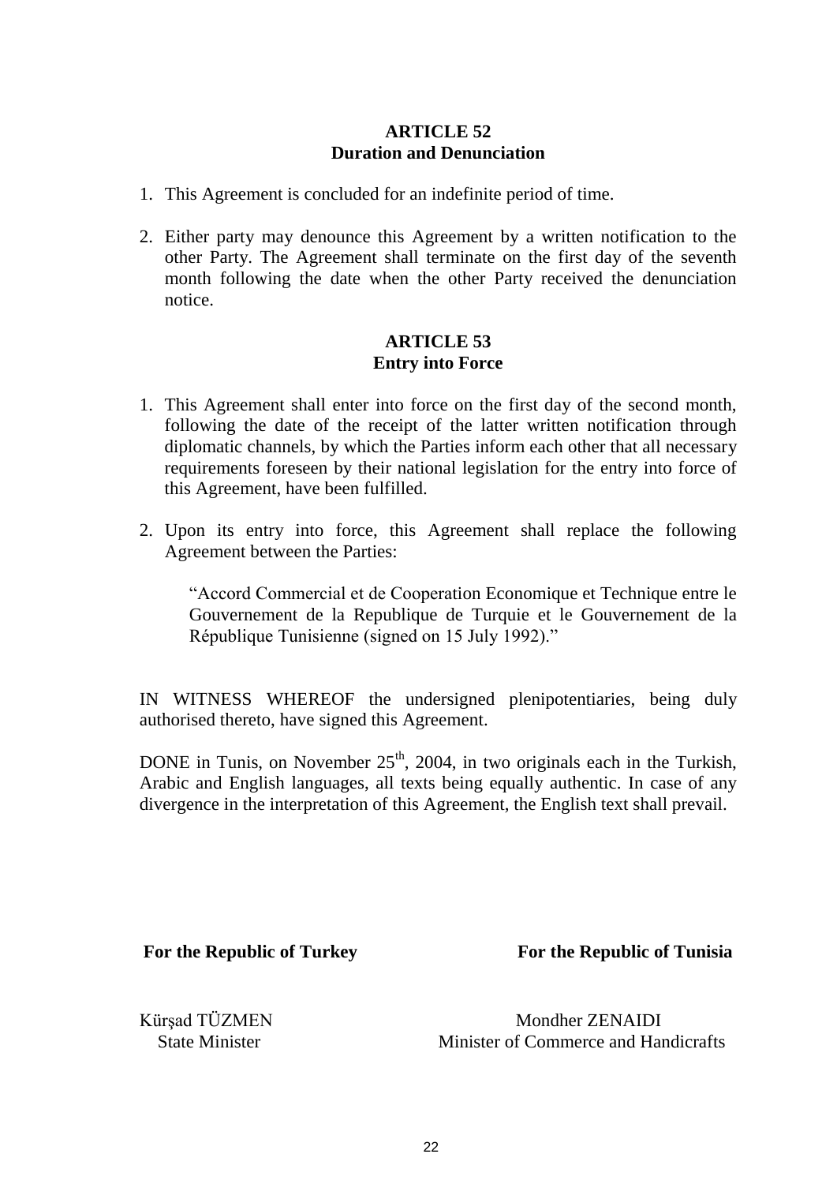**ARTICLE 52**
**Duration and Denunciation**

1. This Agreement is concluded for an indefinite period of time.

2. Either party may denounce this Agreement by a written notification to the other Party. The Agreement shall terminate on the first day of the seventh month following the date when the other Party received the denunciation notice.

**ARTICLE 53**
**Entry into Force**

1. This Agreement shall enter into force on the first day of the second month, following the date of the receipt of the latter written notification through diplomatic channels, by which the Parties inform each other that all necessary requirements foreseen by their national legislation for the entry into force of this Agreement, have been fulfilled.

2. Upon its entry into force, this Agreement shall replace the following Agreement between the Parties:

   "Accord Commercial et de Cooperation Economique et Technique entre le Gouvernement de la Republique de Turquie et le Gouvernement de la République Tunisienne (signed on 15 July 1992)."

IN WITNESS WHEREOF the undersigned plenipotentiaries, being duly authorised thereto, have signed this Agreement.

DONE in Tunis, on November 25th, 2004, in two originals each in the Turkish, Arabic and English languages, all texts being equally authentic. In case of any divergence in the interpretation of this Agreement, the English text shall prevail.

| **For the Republic of Turkey** | **For the Republic of Tunisia** |
| --- | --- |
| Kürşad TÜZMEN | Mondher ZENAIDI |
| State Minister | Minister of Commerce and Handicrafts |